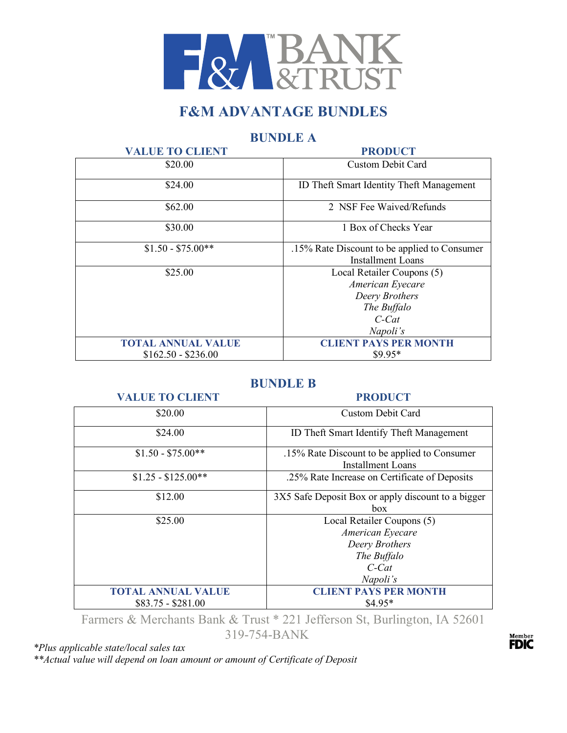# F&M BANK &TRUST

## F&M ADVANTAGE BUNDLES

### BUNDLE A

| VALUE TO CLIENT | PRODUCT |
|---|---|
| $20.00 | Custom Debit Card |
| $24.00 | ID Theft Smart Identity Theft Management |
| $62.00 | 2 NSF Fee Waived/Refunds |
| $30.00 | 1 Box of Checks Year |
| $1.50 - $75.00** | .15% Rate Discount to be applied to Consumer Installment Loans |
| $25.00 | Local Retailer Coupons (5)<br>*American Eyecare*<br>*Deery Brothers*<br>*The Buffalo*<br>*C-Cat*<br>*Napoli's* |
| **TOTAL ANNUAL VALUE**<br>$162.50 - $236.00 | **CLIENT PAYS PER MONTH**<br>$9.95* |

### BUNDLE B

| VALUE TO CLIENT | PRODUCT |
|---|---|
| $20.00 | Custom Debit Card |
| $24.00 | ID Theft Smart Identify Theft Management |
| $1.50 - $75.00** | .15% Rate Discount to be applied to Consumer Installment Loans |
| $1.25 - $125.00** | .25% Rate Increase on Certificate of Deposits |
| $12.00 | 3X5 Safe Deposit Box or apply discount to a bigger box |
| $25.00 | Local Retailer Coupons (5)<br>*American Eyecare*<br>*Deery Brothers*<br>*The Buffalo*<br>*C-Cat*<br>*Napoli's* |
| **TOTAL ANNUAL VALUE**<br>$83.75 - $281.00 | **CLIENT PAYS PER MONTH**<br>$4.95* |

Farmers & Merchants Bank & Trust * 221 Jefferson St, Burlington, IA 52601
319-754-BANK

Member FDIC

*\*Plus applicable state/local sales tax*
*\*\*Actual value will depend on loan amount or amount of Certificate of Deposit*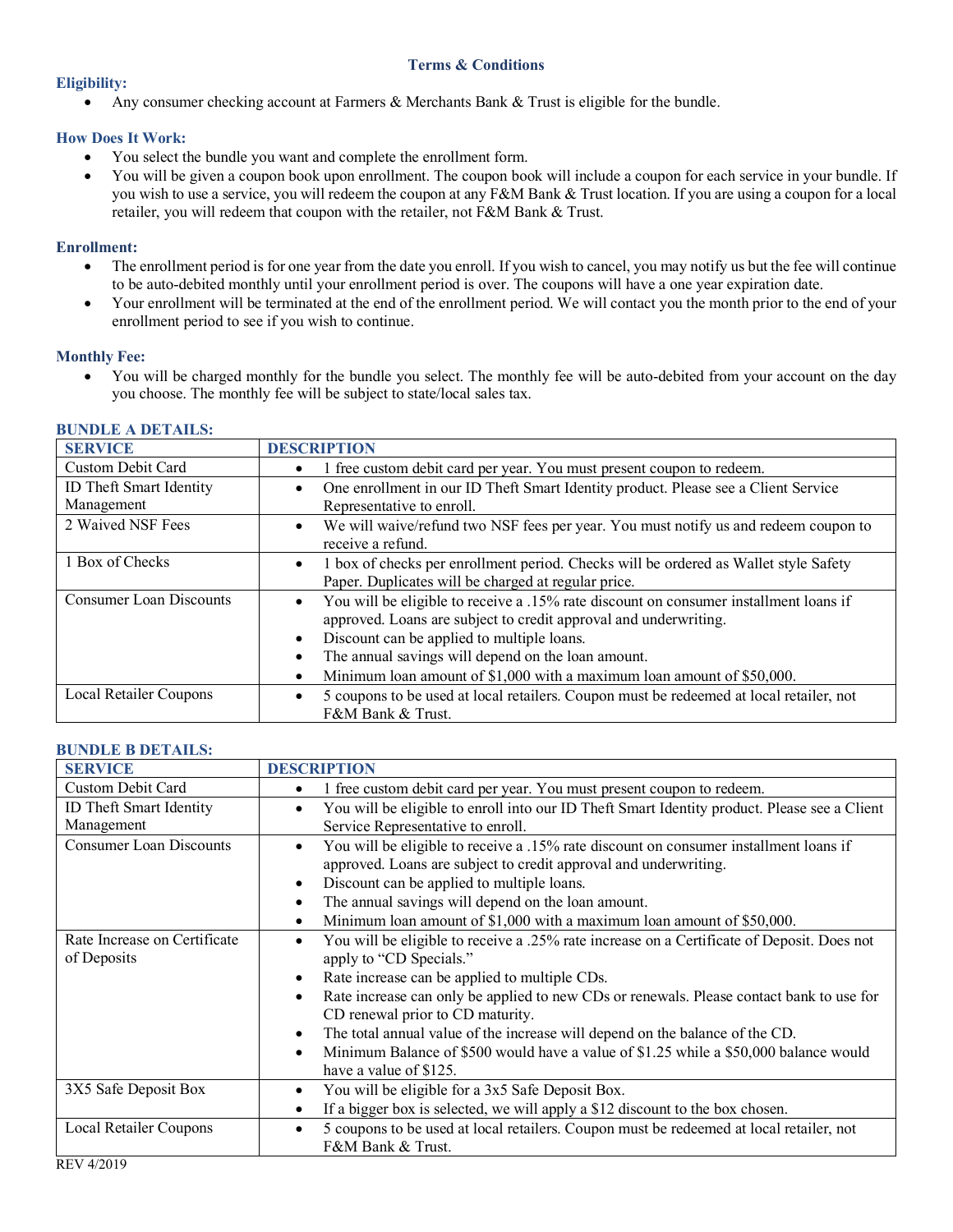## Terms & Conditions

### Eligibility:

- Any consumer checking account at Farmers & Merchants Bank & Trust is eligible for the bundle.

### How Does It Work:

- You select the bundle you want and complete the enrollment form.
- You will be given a coupon book upon enrollment. The coupon book will include a coupon for each service in your bundle. If you wish to use a service, you will redeem the coupon at any F&M Bank & Trust location. If you are using a coupon for a local retailer, you will redeem that coupon with the retailer, not F&M Bank & Trust.

### Enrollment:

- The enrollment period is for one year from the date you enroll. If you wish to cancel, you may notify us but the fee will continue to be auto-debited monthly until your enrollment period is over. The coupons will have a one year expiration date.
- Your enrollment will be terminated at the end of the enrollment period. We will contact you the month prior to the end of your enrollment period to see if you wish to continue.

### Monthly Fee:

- You will be charged monthly for the bundle you select. The monthly fee will be auto-debited from your account on the day you choose. The monthly fee will be subject to state/local sales tax.

### BUNDLE A DETAILS:

| SERVICE | DESCRIPTION |
|---|---|
| Custom Debit Card | • 1 free custom debit card per year. You must present coupon to redeem. |
| ID Theft Smart Identity Management | • One enrollment in our ID Theft Smart Identity product. Please see a Client Service Representative to enroll. |
| 2 Waived NSF Fees | • We will waive/refund two NSF fees per year. You must notify us and redeem coupon to receive a refund. |
| 1 Box of Checks | • 1 box of checks per enrollment period. Checks will be ordered as Wallet style Safety Paper. Duplicates will be charged at regular price. |
| Consumer Loan Discounts | • You will be eligible to receive a .15% rate discount on consumer installment loans if approved. Loans are subject to credit approval and underwriting.<br>• Discount can be applied to multiple loans.<br>• The annual savings will depend on the loan amount.<br>• Minimum loan amount of $1,000 with a maximum loan amount of $50,000. |
| Local Retailer Coupons | • 5 coupons to be used at local retailers. Coupon must be redeemed at local retailer, not F&M Bank & Trust. |

### BUNDLE B DETAILS:

| SERVICE | DESCRIPTION |
|---|---|
| Custom Debit Card | • 1 free custom debit card per year. You must present coupon to redeem. |
| ID Theft Smart Identity Management | • You will be eligible to enroll into our ID Theft Smart Identity product. Please see a Client Service Representative to enroll. |
| Consumer Loan Discounts | • You will be eligible to receive a .15% rate discount on consumer installment loans if approved. Loans are subject to credit approval and underwriting.<br>• Discount can be applied to multiple loans.<br>• The annual savings will depend on the loan amount.<br>• Minimum loan amount of $1,000 with a maximum loan amount of $50,000. |
| Rate Increase on Certificate of Deposits | • You will be eligible to receive a .25% rate increase on a Certificate of Deposit. Does not apply to "CD Specials."<br>• Rate increase can be applied to multiple CDs.<br>• Rate increase can only be applied to new CDs or renewals. Please contact bank to use for CD renewal prior to CD maturity.<br>• The total annual value of the increase will depend on the balance of the CD.<br>• Minimum Balance of $500 would have a value of $1.25 while a $50,000 balance would have a value of $125. |
| 3X5 Safe Deposit Box | • You will be eligible for a 3x5 Safe Deposit Box.<br>• If a bigger box is selected, we will apply a $12 discount to the box chosen. |
| Local Retailer Coupons | • 5 coupons to be used at local retailers. Coupon must be redeemed at local retailer, not F&M Bank & Trust. |

REV 4/2019